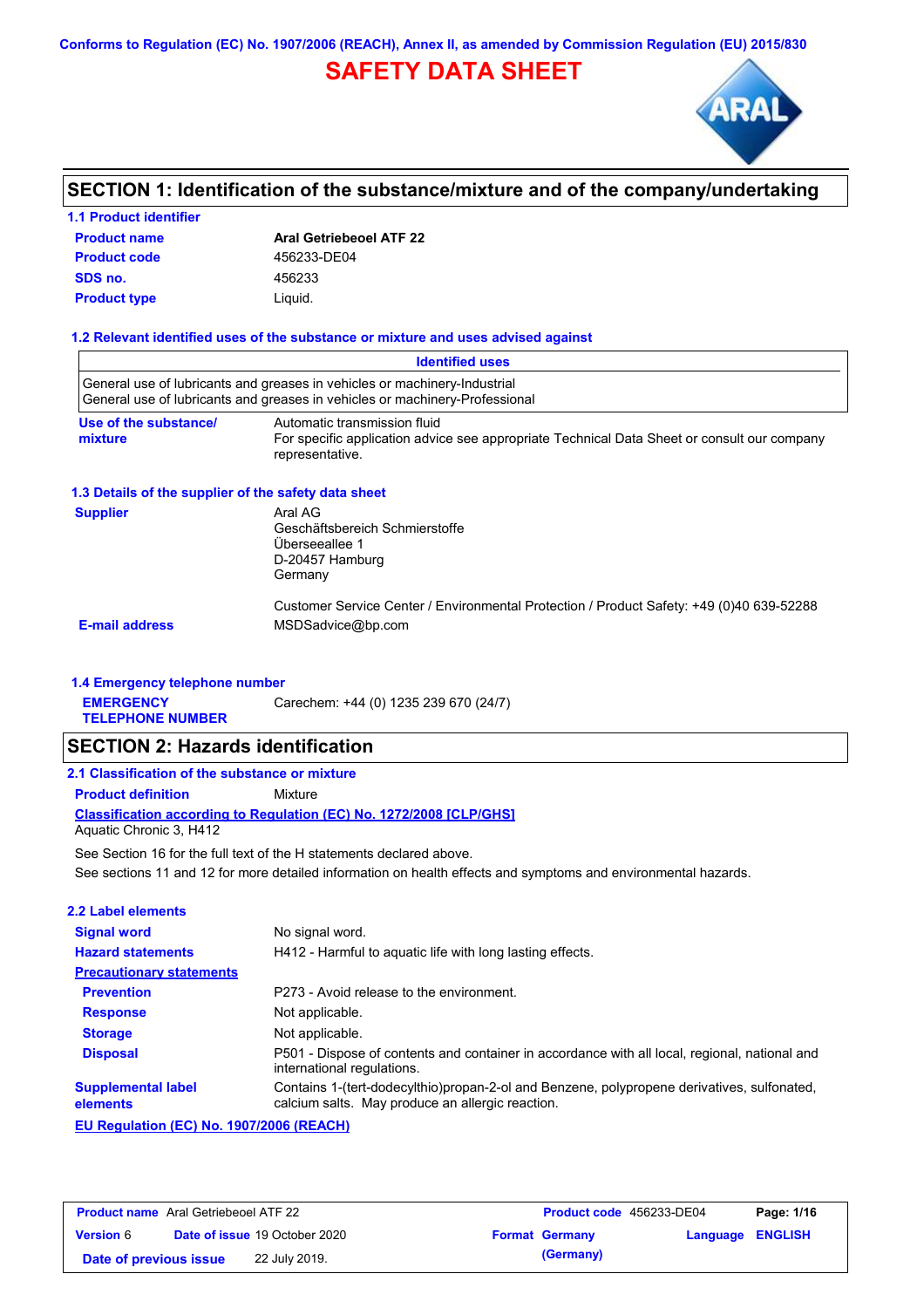Conforms to Regulation (EC) No. 1907/2006 (REACH), Annex II, as amended by Commission Regulation (EU) 2015/830

# SAFETY DATA SHEET

## SECTION 1: Identification of the substance/mixture and of the company/undertaking

### 1.1 Product identifier

| | |
|---|---|
| **Product name** | **Aral Getriebeoel ATF 22** |
| **Product code** | 456233-DE04 |
| **SDS no.** | 456233 |
| **Product type** | Liquid. |

### 1.2 Relevant identified uses of the substance or mixture and uses advised against

| Identified uses |
|---|
| General use of lubricants and greases in vehicles or machinery-Industrial<br>General use of lubricants and greases in vehicles or machinery-Professional |

**Use of the substance/ mixture**: Automatic transmission fluid
For specific application advice see appropriate Technical Data Sheet or consult our company representative.

### 1.3 Details of the supplier of the safety data sheet

**Supplier**
Aral AG
Geschäftsbereich Schmierstoffe
Überseeallee 1
D-20457 Hamburg
Germany

Customer Service Center / Environmental Protection / Product Safety: +49 (0)40 639-52288

**E-mail address**: MSDSadvice@bp.com

### 1.4 Emergency telephone number

**EMERGENCY TELEPHONE NUMBER**: Carechem: +44 (0) 1235 239 670 (24/7)

## SECTION 2: Hazards identification

### 2.1 Classification of the substance or mixture

**Product definition**: Mixture

**Classification according to Regulation (EC) No. 1272/2008 [CLP/GHS]**
Aquatic Chronic 3, H412

See Section 16 for the full text of the H statements declared above.
See sections 11 and 12 for more detailed information on health effects and symptoms and environmental hazards.

### 2.2 Label elements

| | |
|---|---|
| **Signal word** | No signal word. |
| **Hazard statements** | H412 - Harmful to aquatic life with long lasting effects. |
| **Precautionary statements** | |
| **Prevention** | P273 - Avoid release to the environment. |
| **Response** | Not applicable. |
| **Storage** | Not applicable. |
| **Disposal** | P501 - Dispose of contents and container in accordance with all local, regional, national and international regulations. |
| **Supplemental label elements** | Contains 1-(tert-dodecylthio)propan-2-ol and Benzene, polypropene derivatives, sulfonated, calcium salts. May produce an allergic reaction. |

**EU Regulation (EC) No. 1907/2006 (REACH)**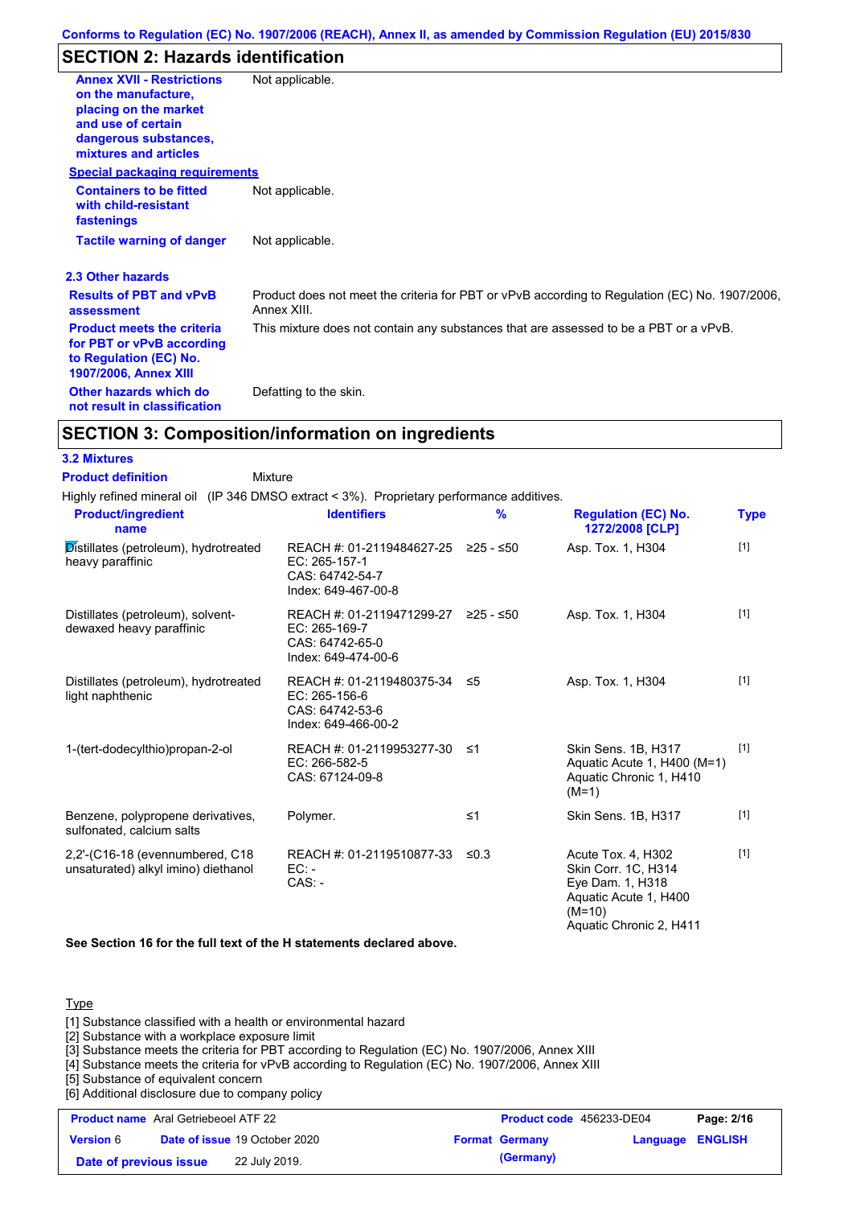## SECTION 2: Hazards identification

**Annex XVII - Restrictions on the manufacture, placing on the market and use of certain dangerous substances, mixtures and articles**: Not applicable.

**Special packaging requirements**

**Containers to be fitted with child-resistant fastenings**: Not applicable.

**Tactile warning of danger**: Not applicable.

### 2.3 Other hazards

**Results of PBT and vPvB assessment**: Product does not meet the criteria for PBT or vPvB according to Regulation (EC) No. 1907/2006, Annex XIII.

**Product meets the criteria for PBT or vPvB according to Regulation (EC) No. 1907/2006, Annex XIII**: This mixture does not contain any substances that are assessed to be a PBT or a vPvB.

**Other hazards which do not result in classification**: Defatting to the skin.

## SECTION 3: Composition/information on ingredients

### 3.2 Mixtures

**Product definition**: Mixture

Highly refined mineral oil (IP 346 DMSO extract < 3%). Proprietary performance additives.

| Product/ingredient name | Identifiers | % | Regulation (EC) No. 1272/2008 [CLP] | Type |
|---|---|---|---|---|
| Distillates (petroleum), hydrotreated heavy paraffinic | REACH #: 01-2119484627-25<br>EC: 265-157-1<br>CAS: 64742-54-7<br>Index: 649-467-00-8 | ≥25 - ≤50 | Asp. Tox. 1, H304 | [1] |
| Distillates (petroleum), solvent-dewaxed heavy paraffinic | REACH #: 01-2119471299-27<br>EC: 265-169-7<br>CAS: 64742-65-0<br>Index: 649-474-00-6 | ≥25 - ≤50 | Asp. Tox. 1, H304 | [1] |
| Distillates (petroleum), hydrotreated light naphthenic | REACH #: 01-2119480375-34<br>EC: 265-156-6<br>CAS: 64742-53-6<br>Index: 649-466-00-2 | ≤5 | Asp. Tox. 1, H304 | [1] |
| 1-(tert-dodecylthio)propan-2-ol | REACH #: 01-2119953277-30<br>EC: 266-582-5<br>CAS: 67124-09-8 | ≤1 | Skin Sens. 1B, H317<br>Aquatic Acute 1, H400 (M=1)<br>Aquatic Chronic 1, H410 (M=1) | [1] |
| Benzene, polypropene derivatives, sulfonated, calcium salts | Polymer. | ≤1 | Skin Sens. 1B, H317 | [1] |
| 2,2'-(C16-18 (evennumbered, C18 unsaturated) alkyl imino) diethanol | REACH #: 01-2119510877-33<br>EC: -<br>CAS: - | ≤0.3 | Acute Tox. 4, H302<br>Skin Corr. 1C, H314<br>Eye Dam. 1, H318<br>Aquatic Acute 1, H400 (M=10)<br>Aquatic Chronic 2, H411 | [1] |

**See Section 16 for the full text of the H statements declared above.**

Type

[1] Substance classified with a health or environmental hazard
[2] Substance with a workplace exposure limit
[3] Substance meets the criteria for PBT according to Regulation (EC) No. 1907/2006, Annex XIII
[4] Substance meets the criteria for vPvB according to Regulation (EC) No. 1907/2006, Annex XIII
[5] Substance of equivalent concern
[6] Additional disclosure due to company policy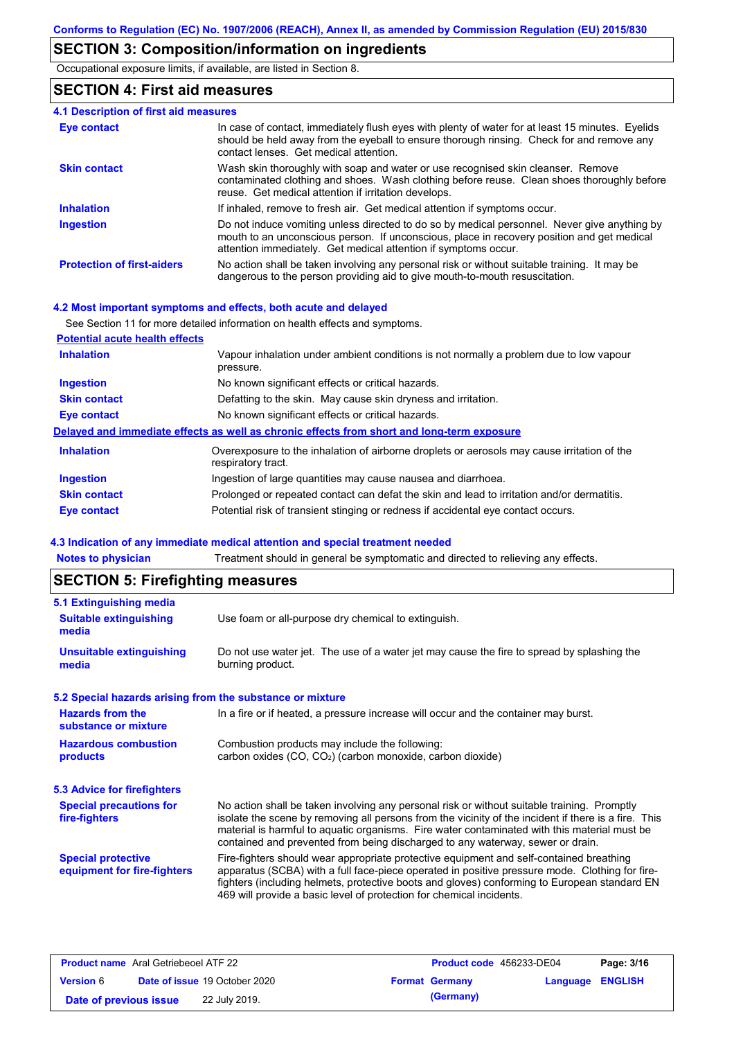## SECTION 3: Composition/information on ingredients

Occupational exposure limits, if available, are listed in Section 8.

## SECTION 4: First aid measures

### 4.1 Description of first aid measures

| | |
|---|---|
| **Eye contact** | In case of contact, immediately flush eyes with plenty of water for at least 15 minutes. Eyelids should be held away from the eyeball to ensure thorough rinsing. Check for and remove any contact lenses. Get medical attention. |
| **Skin contact** | Wash skin thoroughly with soap and water or use recognised skin cleanser. Remove contaminated clothing and shoes. Wash clothing before reuse. Clean shoes thoroughly before reuse. Get medical attention if irritation develops. |
| **Inhalation** | If inhaled, remove to fresh air. Get medical attention if symptoms occur. |
| **Ingestion** | Do not induce vomiting unless directed to do so by medical personnel. Never give anything by mouth to an unconscious person. If unconscious, place in recovery position and get medical attention immediately. Get medical attention if symptoms occur. |
| **Protection of first-aiders** | No action shall be taken involving any personal risk or without suitable training. It may be dangerous to the person providing aid to give mouth-to-mouth resuscitation. |

### 4.2 Most important symptoms and effects, both acute and delayed

See Section 11 for more detailed information on health effects and symptoms.

**Potential acute health effects**

| | |
|---|---|
| **Inhalation** | Vapour inhalation under ambient conditions is not normally a problem due to low vapour pressure. |
| **Ingestion** | No known significant effects or critical hazards. |
| **Skin contact** | Defatting to the skin. May cause skin dryness and irritation. |
| **Eye contact** | No known significant effects or critical hazards. |

**Delayed and immediate effects as well as chronic effects from short and long-term exposure**

| | |
|---|---|
| **Inhalation** | Overexposure to the inhalation of airborne droplets or aerosols may cause irritation of the respiratory tract. |
| **Ingestion** | Ingestion of large quantities may cause nausea and diarrhoea. |
| **Skin contact** | Prolonged or repeated contact can defat the skin and lead to irritation and/or dermatitis. |
| **Eye contact** | Potential risk of transient stinging or redness if accidental eye contact occurs. |

### 4.3 Indication of any immediate medical attention and special treatment needed

| | |
|---|---|
| **Notes to physician** | Treatment should in general be symptomatic and directed to relieving any effects. |

## SECTION 5: Firefighting measures

### 5.1 Extinguishing media

| | |
|---|---|
| **Suitable extinguishing media** | Use foam or all-purpose dry chemical to extinguish. |
| **Unsuitable extinguishing media** | Do not use water jet. The use of a water jet may cause the fire to spread by splashing the burning product. |

### 5.2 Special hazards arising from the substance or mixture

| | |
|---|---|
| **Hazards from the substance or mixture** | In a fire or if heated, a pressure increase will occur and the container may burst. |
| **Hazardous combustion products** | Combustion products may include the following: carbon oxides (CO, $CO_2$) (carbon monoxide, carbon dioxide) |

### 5.3 Advice for firefighters

| | |
|---|---|
| **Special precautions for fire-fighters** | No action shall be taken involving any personal risk or without suitable training. Promptly isolate the scene by removing all persons from the vicinity of the incident if there is a fire. This material is harmful to aquatic organisms. Fire water contaminated with this material must be contained and prevented from being discharged to any waterway, sewer or drain. |
| **Special protective equipment for fire-fighters** | Fire-fighters should wear appropriate protective equipment and self-contained breathing apparatus (SCBA) with a full face-piece operated in positive pressure mode. Clothing for fire-fighters (including helmets, protective boots and gloves) conforming to European standard EN 469 will provide a basic level of protection for chemical incidents. |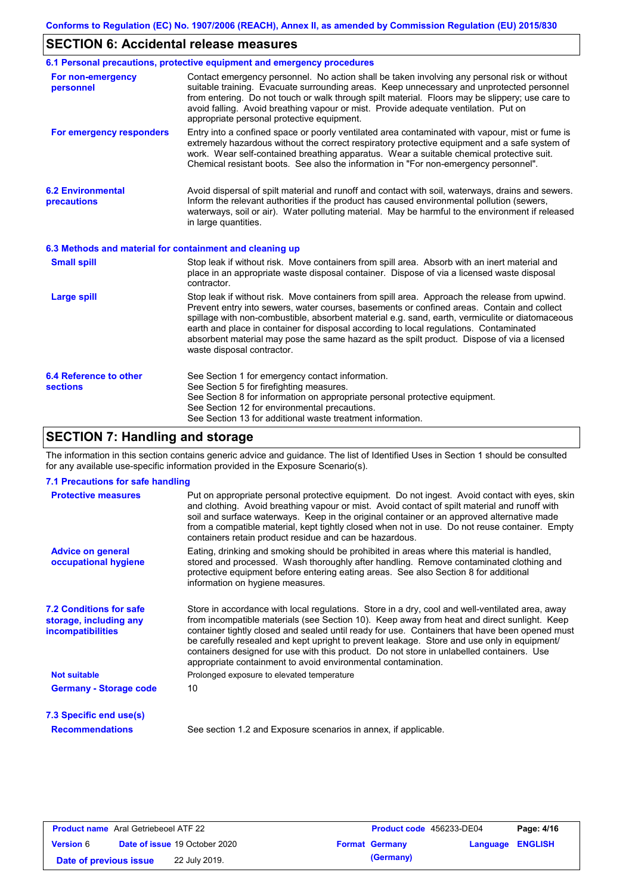## SECTION 6: Accidental release measures

### 6.1 Personal precautions, protective equipment and emergency procedures

**For non-emergency personnel**

Contact emergency personnel. No action shall be taken involving any personal risk or without suitable training. Evacuate surrounding areas. Keep unnecessary and unprotected personnel from entering. Do not touch or walk through spilt material. Floors may be slippery; use care to avoid falling. Avoid breathing vapour or mist. Provide adequate ventilation. Put on appropriate personal protective equipment.

**For emergency responders**

Entry into a confined space or poorly ventilated area contaminated with vapour, mist or fume is extremely hazardous without the correct respiratory protective equipment and a safe system of work. Wear self-contained breathing apparatus. Wear a suitable chemical protective suit. Chemical resistant boots. See also the information in "For non-emergency personnel".

### 6.2 Environmental precautions

Avoid dispersal of spilt material and runoff and contact with soil, waterways, drains and sewers. Inform the relevant authorities if the product has caused environmental pollution (sewers, waterways, soil or air). Water polluting material. May be harmful to the environment if released in large quantities.

### 6.3 Methods and material for containment and cleaning up

**Small spill**

Stop leak if without risk. Move containers from spill area. Absorb with an inert material and place in an appropriate waste disposal container. Dispose of via a licensed waste disposal contractor.

**Large spill**

Stop leak if without risk. Move containers from spill area. Approach the release from upwind. Prevent entry into sewers, water courses, basements or confined areas. Contain and collect spillage with non-combustible, absorbent material e.g. sand, earth, vermiculite or diatomaceous earth and place in container for disposal according to local regulations. Contaminated absorbent material may pose the same hazard as the spilt product. Dispose of via a licensed waste disposal contractor.

### 6.4 Reference to other sections

See Section 1 for emergency contact information.
See Section 5 for firefighting measures.
See Section 8 for information on appropriate personal protective equipment.
See Section 12 for environmental precautions.
See Section 13 for additional waste treatment information.

## SECTION 7: Handling and storage

The information in this section contains generic advice and guidance. The list of Identified Uses in Section 1 should be consulted for any available use-specific information provided in the Exposure Scenario(s).

### 7.1 Precautions for safe handling

**Protective measures**

Put on appropriate personal protective equipment. Do not ingest. Avoid contact with eyes, skin and clothing. Avoid breathing vapour or mist. Avoid contact of spilt material and runoff with soil and surface waterways. Keep in the original container or an approved alternative made from a compatible material, kept tightly closed when not in use. Do not reuse container. Empty containers retain product residue and can be hazardous.

**Advice on general occupational hygiene**

Eating, drinking and smoking should be prohibited in areas where this material is handled, stored and processed. Wash thoroughly after handling. Remove contaminated clothing and protective equipment before entering eating areas. See also Section 8 for additional information on hygiene measures.

### 7.2 Conditions for safe storage, including any incompatibilities

Store in accordance with local regulations. Store in a dry, cool and well-ventilated area, away from incompatible materials (see Section 10). Keep away from heat and direct sunlight. Keep container tightly closed and sealed until ready for use. Containers that have been opened must be carefully resealed and kept upright to prevent leakage. Store and use only in equipment/containers designed for use with this product. Do not store in unlabelled containers. Use appropriate containment to avoid environmental contamination.

**Not suitable**

Prolonged exposure to elevated temperature

**Germany - Storage code**

10

### 7.3 Specific end use(s)

**Recommendations**

See section 1.2 and Exposure scenarios in annex, if applicable.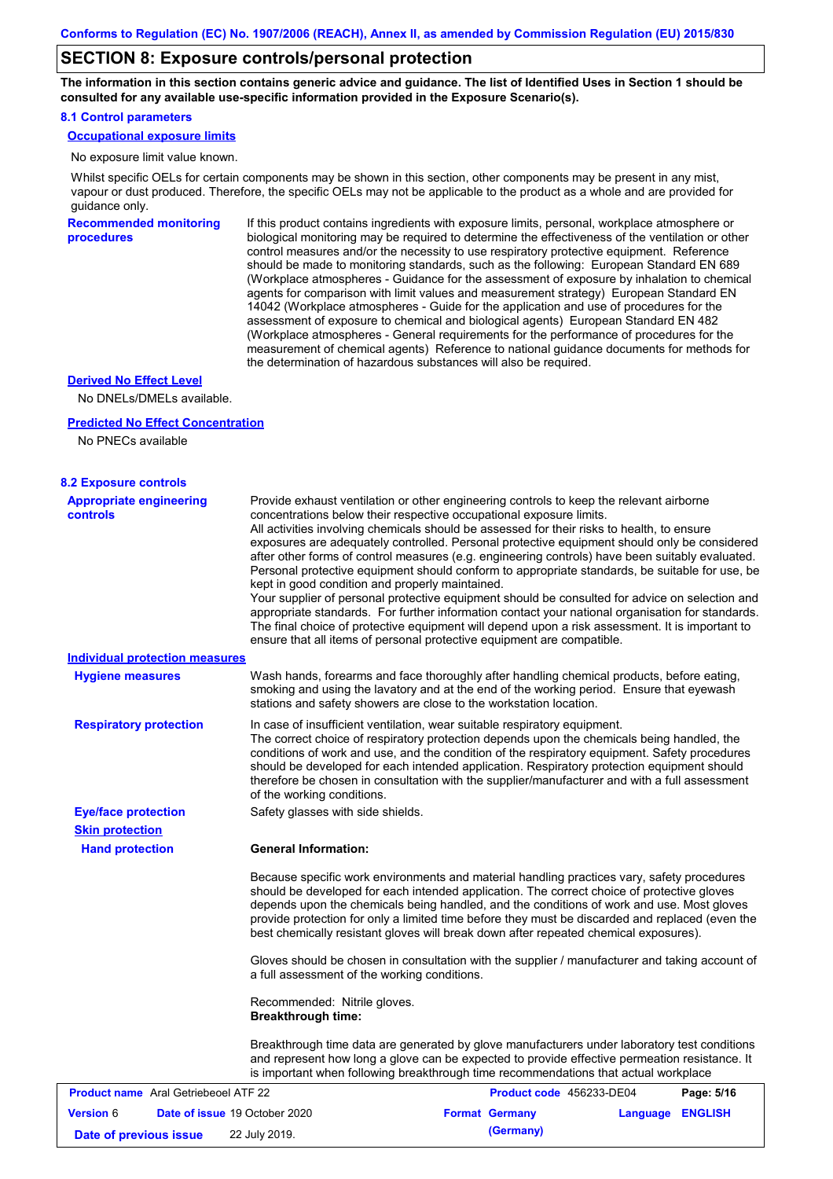## SECTION 8: Exposure controls/personal protection

**The information in this section contains generic advice and guidance. The list of Identified Uses in Section 1 should be consulted for any available use-specific information provided in the Exposure Scenario(s).**

### 8.1 Control parameters

**Occupational exposure limits**

No exposure limit value known.

Whilst specific OELs for certain components may be shown in this section, other components may be present in any mist, vapour or dust produced. Therefore, the specific OELs may not be applicable to the product as a whole and are provided for guidance only.

**Recommended monitoring procedures**

If this product contains ingredients with exposure limits, personal, workplace atmosphere or biological monitoring may be required to determine the effectiveness of the ventilation or other control measures and/or the necessity to use respiratory protective equipment. Reference should be made to monitoring standards, such as the following: European Standard EN 689 (Workplace atmospheres - Guidance for the assessment of exposure by inhalation to chemical agents for comparison with limit values and measurement strategy) European Standard EN 14042 (Workplace atmospheres - Guide for the application and use of procedures for the assessment of exposure to chemical and biological agents) European Standard EN 482 (Workplace atmospheres - General requirements for the performance of procedures for the measurement of chemical agents) Reference to national guidance documents for methods for the determination of hazardous substances will also be required.

**Derived No Effect Level**

No DNELs/DMELs available.

**Predicted No Effect Concentration**

No PNECs available

### 8.2 Exposure controls

**Appropriate engineering controls**

Provide exhaust ventilation or other engineering controls to keep the relevant airborne concentrations below their respective occupational exposure limits.
All activities involving chemicals should be assessed for their risks to health, to ensure exposures are adequately controlled. Personal protective equipment should only be considered after other forms of control measures (e.g. engineering controls) have been suitably evaluated. Personal protective equipment should conform to appropriate standards, be suitable for use, be kept in good condition and properly maintained.
Your supplier of personal protective equipment should be consulted for advice on selection and appropriate standards. For further information contact your national organisation for standards.
The final choice of protective equipment will depend upon a risk assessment. It is important to ensure that all items of personal protective equipment are compatible.

**Individual protection measures**

**Hygiene measures**

Wash hands, forearms and face thoroughly after handling chemical products, before eating, smoking and using the lavatory and at the end of the working period. Ensure that eyewash stations and safety showers are close to the workstation location.

**Respiratory protection**

In case of insufficient ventilation, wear suitable respiratory equipment.
The correct choice of respiratory protection depends upon the chemicals being handled, the conditions of work and use, and the condition of the respiratory equipment. Safety procedures should be developed for each intended application. Respiratory protection equipment should therefore be chosen in consultation with the supplier/manufacturer and with a full assessment of the working conditions.

**Eye/face protection**

Safety glasses with side shields.

**Skin protection**

**Hand protection**

**General Information:**

Because specific work environments and material handling practices vary, safety procedures should be developed for each intended application. The correct choice of protective gloves depends upon the chemicals being handled, and the conditions of work and use. Most gloves provide protection for only a limited time before they must be discarded and replaced (even the best chemically resistant gloves will break down after repeated chemical exposures).

Gloves should be chosen in consultation with the supplier / manufacturer and taking account of a full assessment of the working conditions.

Recommended: Nitrile gloves.
**Breakthrough time:**

Breakthrough time data are generated by glove manufacturers under laboratory test conditions and represent how long a glove can be expected to provide effective permeation resistance. It is important when following breakthrough time recommendations that actual workplace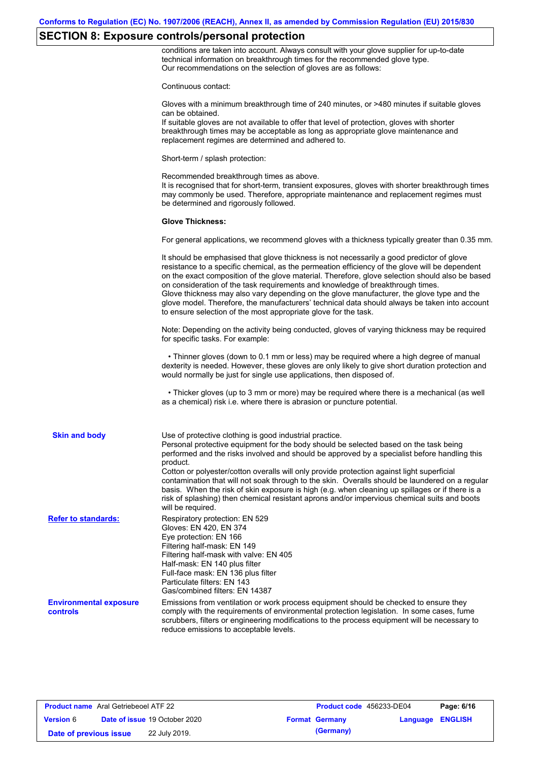## SECTION 8: Exposure controls/personal protection

conditions are taken into account. Always consult with your glove supplier for up-to-date technical information on breakthrough times for the recommended glove type.
Our recommendations on the selection of gloves are as follows:

Continuous contact:

Gloves with a minimum breakthrough time of 240 minutes, or >480 minutes if suitable gloves can be obtained.
If suitable gloves are not available to offer that level of protection, gloves with shorter breakthrough times may be acceptable as long as appropriate glove maintenance and replacement regimes are determined and adhered to.

Short-term / splash protection:

Recommended breakthrough times as above.
It is recognised that for short-term, transient exposures, gloves with shorter breakthrough times may commonly be used. Therefore, appropriate maintenance and replacement regimes must be determined and rigorously followed.

**Glove Thickness:**

For general applications, we recommend gloves with a thickness typically greater than 0.35 mm.

It should be emphasised that glove thickness is not necessarily a good predictor of glove resistance to a specific chemical, as the permeation efficiency of the glove will be dependent on the exact composition of the glove material. Therefore, glove selection should also be based on consideration of the task requirements and knowledge of breakthrough times.
Glove thickness may also vary depending on the glove manufacturer, the glove type and the glove model. Therefore, the manufacturers' technical data should always be taken into account to ensure selection of the most appropriate glove for the task.

Note: Depending on the activity being conducted, gloves of varying thickness may be required for specific tasks. For example:

- Thinner gloves (down to 0.1 mm or less) may be required where a high degree of manual dexterity is needed. However, these gloves are only likely to give short duration protection and would normally be just for single use applications, then disposed of.

- Thicker gloves (up to 3 mm or more) may be required where there is a mechanical (as well as a chemical) risk i.e. where there is abrasion or puncture potential.

**Skin and body**

Use of protective clothing is good industrial practice.
Personal protective equipment for the body should be selected based on the task being performed and the risks involved and should be approved by a specialist before handling this product.
Cotton or polyester/cotton overalls will only provide protection against light superficial contamination that will not soak through to the skin. Overalls should be laundered on a regular basis. When the risk of skin exposure is high (e.g. when cleaning up spillages or if there is a risk of splashing) then chemical resistant aprons and/or impervious chemical suits and boots will be required.

**Refer to standards:**

Respiratory protection: EN 529
Gloves: EN 420, EN 374
Eye protection: EN 166
Filtering half-mask: EN 149
Filtering half-mask with valve: EN 405
Half-mask: EN 140 plus filter
Full-face mask: EN 136 plus filter
Particulate filters: EN 143
Gas/combined filters: EN 14387

**Environmental exposure controls**

Emissions from ventilation or work process equipment should be checked to ensure they comply with the requirements of environmental protection legislation. In some cases, fume scrubbers, filters or engineering modifications to the process equipment will be necessary to reduce emissions to acceptable levels.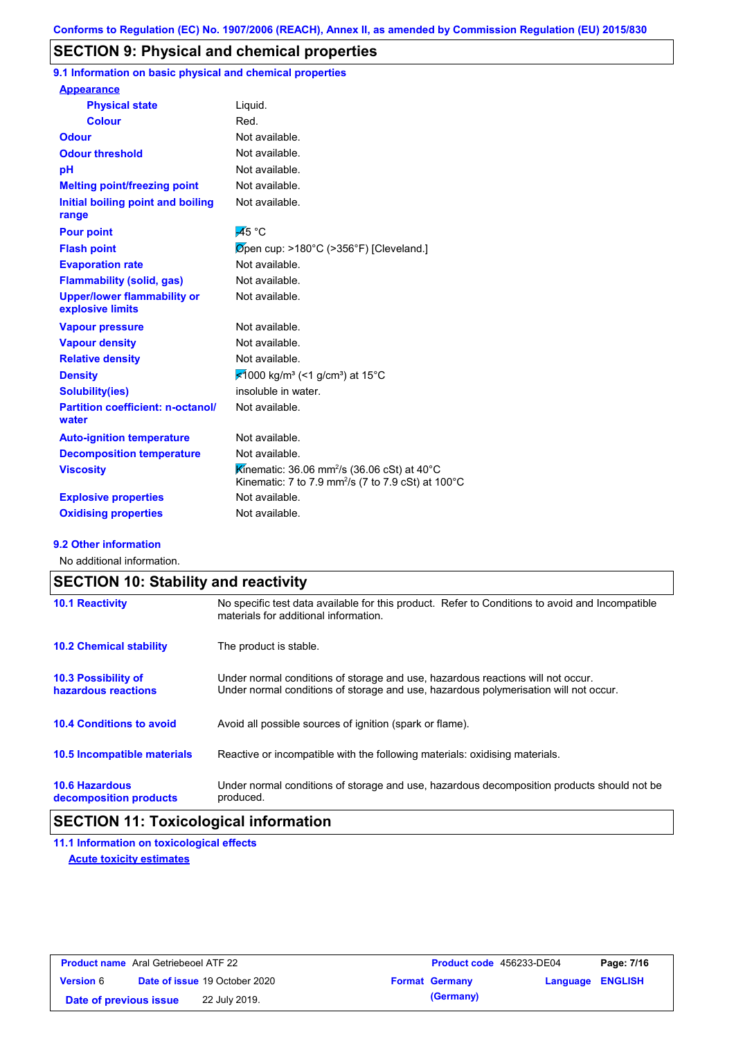Conforms to Regulation (EC) No. 1907/2006 (REACH), Annex II, as amended by Commission Regulation (EU) 2015/830

## SECTION 9: Physical and chemical properties

### 9.1 Information on basic physical and chemical properties

| Property | Value |
|---|---|
| **Appearance** | |
| Physical state | Liquid. |
| Colour | Red. |
| Odour | Not available. |
| Odour threshold | Not available. |
| pH | Not available. |
| Melting point/freezing point | Not available. |
| Initial boiling point and boiling range | Not available. |
| Pour point | -45 °C |
| Flash point | Open cup: >180°C (>356°F) [Cleveland.] |
| Evaporation rate | Not available. |
| Flammability (solid, gas) | Not available. |
| Upper/lower flammability or explosive limits | Not available. |
| Vapour pressure | Not available. |
| Vapour density | Not available. |
| Relative density | Not available. |
| Density | <1000 kg/m³ (<1 g/cm³) at 15°C |
| Solubility(ies) | insoluble in water. |
| Partition coefficient: n-octanol/water | Not available. |
| Auto-ignition temperature | Not available. |
| Decomposition temperature | Not available. |
| Viscosity | Kinematic: 36.06 mm²/s (36.06 cSt) at 40°C<br>Kinematic: 7 to 7.9 mm²/s (7 to 7.9 cSt) at 100°C |
| Explosive properties | Not available. |
| Oxidising properties | Not available. |

### 9.2 Other information

No additional information.

## SECTION 10: Stability and reactivity

| | |
|---|---|
| **10.1 Reactivity** | No specific test data available for this product. Refer to Conditions to avoid and Incompatible materials for additional information. |
| **10.2 Chemical stability** | The product is stable. |
| **10.3 Possibility of hazardous reactions** | Under normal conditions of storage and use, hazardous reactions will not occur.<br>Under normal conditions of storage and use, hazardous polymerisation will not occur. |
| **10.4 Conditions to avoid** | Avoid all possible sources of ignition (spark or flame). |
| **10.5 Incompatible materials** | Reactive or incompatible with the following materials: oxidising materials. |
| **10.6 Hazardous decomposition products** | Under normal conditions of storage and use, hazardous decomposition products should not be produced. |

## SECTION 11: Toxicological information

### 11.1 Information on toxicological effects

**Acute toxicity estimates**

| Product name | Aral Getriebeoel ATF 22 | Product code | 456233-DE04 |
|---|---|---|---|
| Version 6 | Date of issue 19 October 2020 | Format Germany (Germany) | Language ENGLISH |
| Date of previous issue | 22 July 2019. | | |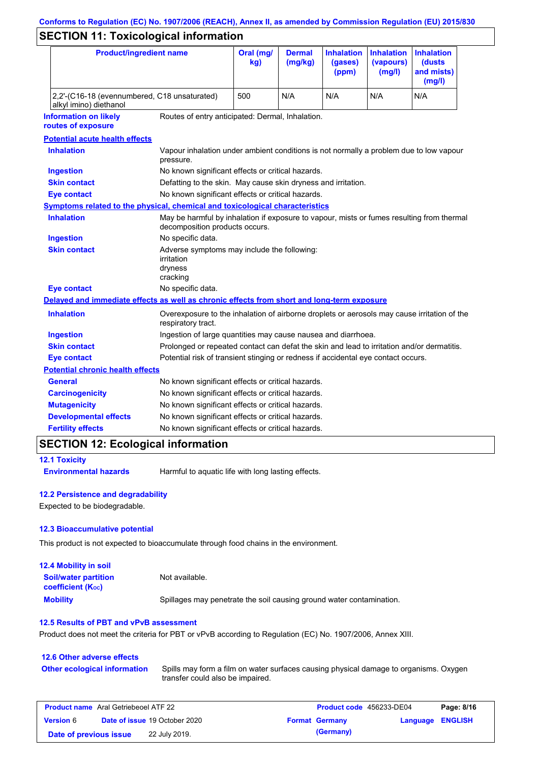## SECTION 11: Toxicological information

| Product/ingredient name | Oral (mg/kg) | Dermal (mg/kg) | Inhalation (gases) (ppm) | Inhalation (vapours) (mg/l) | Inhalation (dusts and mists) (mg/l) |
|---|---|---|---|---|---|
| 2,2'-(C16-18 (evennumbered, C18 unsaturated) alkyl imino) diethanol | 500 | N/A | N/A | N/A | N/A |

**Information on likely routes of exposure**: Routes of entry anticipated: Dermal, Inhalation.

**Potential acute health effects**

**Inhalation**: Vapour inhalation under ambient conditions is not normally a problem due to low vapour pressure.

**Ingestion**: No known significant effects or critical hazards.

**Skin contact**: Defatting to the skin. May cause skin dryness and irritation.

**Eye contact**: No known significant effects or critical hazards.

**Symptoms related to the physical, chemical and toxicological characteristics**

**Inhalation**: May be harmful by inhalation if exposure to vapour, mists or fumes resulting from thermal decomposition products occurs.

**Ingestion**: No specific data.

**Skin contact**: Adverse symptoms may include the following:
irritation
dryness
cracking

**Eye contact**: No specific data.

**Delayed and immediate effects as well as chronic effects from short and long-term exposure**

**Inhalation**: Overexposure to the inhalation of airborne droplets or aerosols may cause irritation of the respiratory tract.

**Ingestion**: Ingestion of large quantities may cause nausea and diarrhoea.

**Skin contact**: Prolonged or repeated contact can defat the skin and lead to irritation and/or dermatitis.

**Eye contact**: Potential risk of transient stinging or redness if accidental eye contact occurs.

**Potential chronic health effects**

**General**: No known significant effects or critical hazards.

**Carcinogenicity**: No known significant effects or critical hazards.

**Mutagenicity**: No known significant effects or critical hazards.

**Developmental effects**: No known significant effects or critical hazards.

**Fertility effects**: No known significant effects or critical hazards.

## SECTION 12: Ecological information

### 12.1 Toxicity

**Environmental hazards**: Harmful to aquatic life with long lasting effects.

### 12.2 Persistence and degradability

Expected to be biodegradable.

### 12.3 Bioaccumulative potential

This product is not expected to bioaccumulate through food chains in the environment.

### 12.4 Mobility in soil

**Soil/water partition coefficient ($K_{OC}$)**: Not available.

**Mobility**: Spillages may penetrate the soil causing ground water contamination.

### 12.5 Results of PBT and vPvB assessment

Product does not meet the criteria for PBT or vPvB according to Regulation (EC) No. 1907/2006, Annex XIII.

### 12.6 Other adverse effects

**Other ecological information**: Spills may form a film on water surfaces causing physical damage to organisms. Oxygen transfer could also be impaired.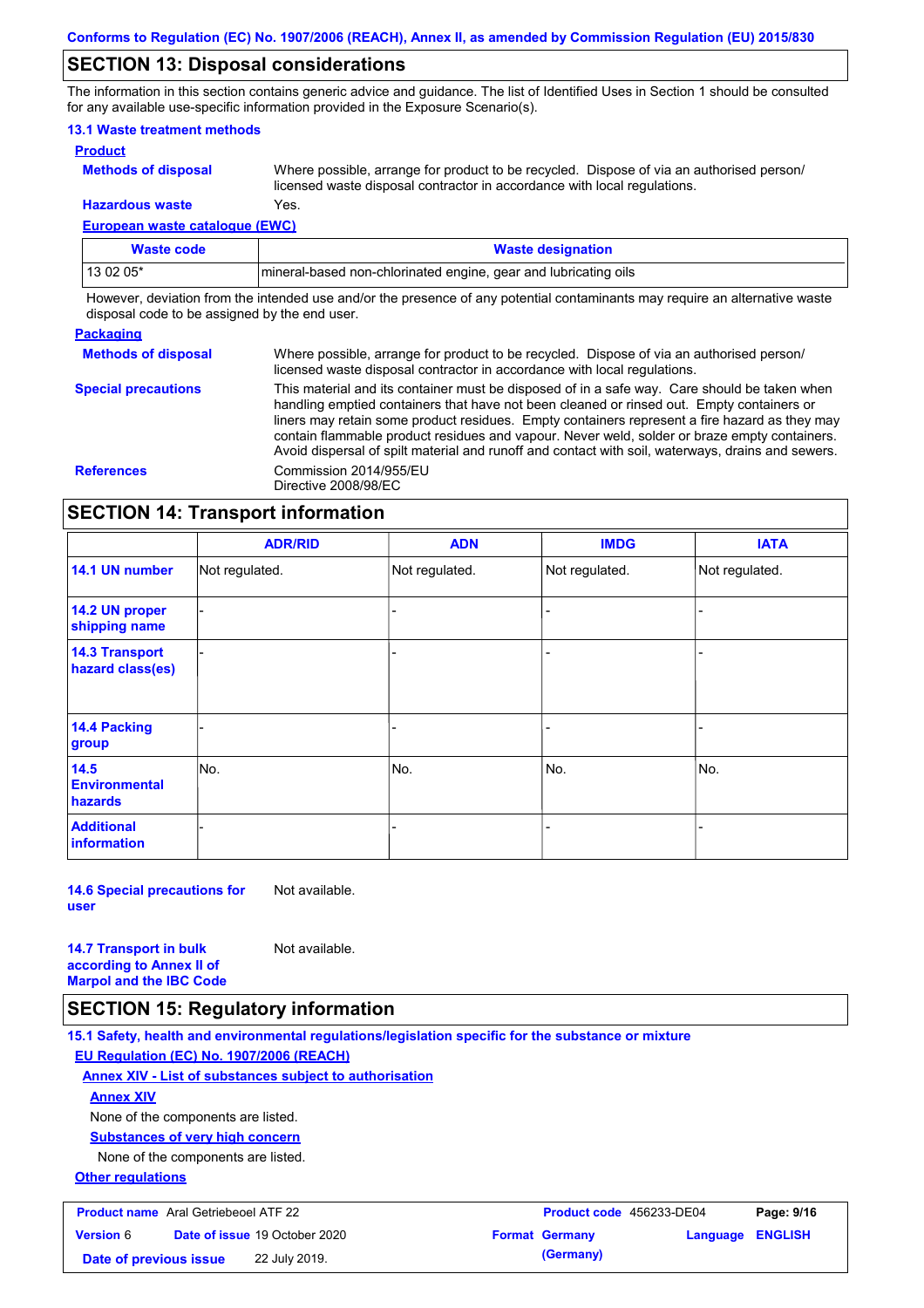## SECTION 13: Disposal considerations

The information in this section contains generic advice and guidance. The list of Identified Uses in Section 1 should be consulted for any available use-specific information provided in the Exposure Scenario(s).

### 13.1 Waste treatment methods

**Product**

**Methods of disposal**: Where possible, arrange for product to be recycled. Dispose of via an authorised person/ licensed waste disposal contractor in accordance with local regulations.

**Hazardous waste**: Yes.

**European waste catalogue (EWC)**

| Waste code | Waste designation |
|---|---|
| 13 02 05* | mineral-based non-chlorinated engine, gear and lubricating oils |

However, deviation from the intended use and/or the presence of any potential contaminants may require an alternative waste disposal code to be assigned by the end user.

**Packaging**

**Methods of disposal**: Where possible, arrange for product to be recycled. Dispose of via an authorised person/ licensed waste disposal contractor in accordance with local regulations.

**Special precautions**: This material and its container must be disposed of in a safe way. Care should be taken when handling emptied containers that have not been cleaned or rinsed out. Empty containers or liners may retain some product residues. Empty containers represent a fire hazard as they may contain flammable product residues and vapour. Never weld, solder or braze empty containers. Avoid dispersal of spilt material and runoff and contact with soil, waterways, drains and sewers.

**References**: Commission 2014/955/EU
Directive 2008/98/EC

## SECTION 14: Transport information

| | ADR/RID | ADN | IMDG | IATA |
|---|---|---|---|---|
| 14.1 UN number | Not regulated. | Not regulated. | Not regulated. | Not regulated. |
| 14.2 UN proper shipping name | - | - | - | - |
| 14.3 Transport hazard class(es) | - | - | - | - |
| 14.4 Packing group | - | - | - | - |
| 14.5 Environmental hazards | No. | No. | No. | No. |
| Additional information | - | - | - | - |

**14.6 Special precautions for user**: Not available.

**14.7 Transport in bulk according to Annex II of Marpol and the IBC Code**: Not available.

## SECTION 15: Regulatory information

### 15.1 Safety, health and environmental regulations/legislation specific for the substance or mixture

**EU Regulation (EC) No. 1907/2006 (REACH)**

**Annex XIV - List of substances subject to authorisation**

**Annex XIV**

None of the components are listed.

**Substances of very high concern**

None of the components are listed.

**Other regulations**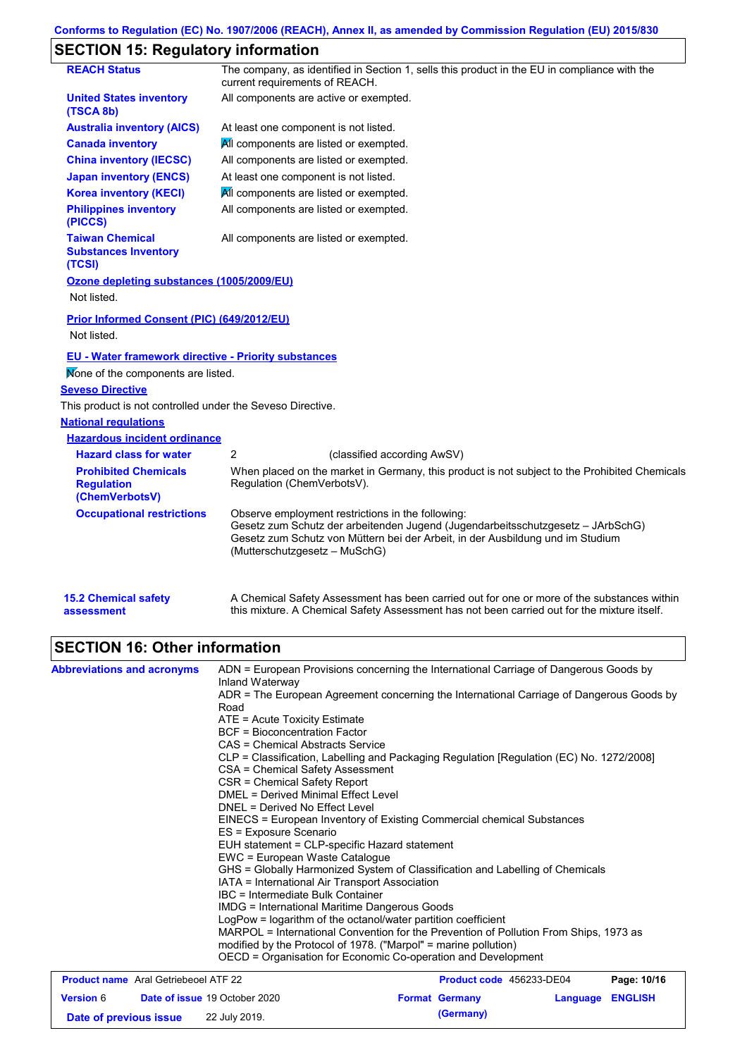## SECTION 15: Regulatory information

| | |
|---|---|
| **REACH Status** | The company, as identified in Section 1, sells this product in the EU in compliance with the current requirements of REACH. |
| **United States inventory (TSCA 8b)** | All components are active or exempted. |
| **Australia inventory (AICS)** | At least one component is not listed. |
| **Canada inventory** | All components are listed or exempted. |
| **China inventory (IECSC)** | All components are listed or exempted. |
| **Japan inventory (ENCS)** | At least one component is not listed. |
| **Korea inventory (KECI)** | All components are listed or exempted. |
| **Philippines inventory (PICCS)** | All components are listed or exempted. |
| **Taiwan Chemical Substances Inventory (TCSI)** | All components are listed or exempted. |

**Ozone depleting substances (1005/2009/EU)**

Not listed.

**Prior Informed Consent (PIC) (649/2012/EU)**

Not listed.

**EU - Water framework directive - Priority substances**

None of the components are listed.

**Seveso Directive**

This product is not controlled under the Seveso Directive.

**National regulations**

**Hazardous incident ordinance**

| | |
|---|---|
| **Hazard class for water** | 2 (classified according AwSV) |
| **Prohibited Chemicals Regulation (ChemVerbotsV)** | When placed on the market in Germany, this product is not subject to the Prohibited Chemicals Regulation (ChemVerbotsV). |
| **Occupational restrictions** | Observe employment restrictions in the following:<br>Gesetz zum Schutz der arbeitenden Jugend (Jugendarbeitsschutzgesetz – JArbSchG)<br>Gesetz zum Schutz von Müttern bei der Arbeit, in der Ausbildung und im Studium (Mutterschutzgesetz – MuSchG) |
| **15.2 Chemical safety assessment** | A Chemical Safety Assessment has been carried out for one or more of the substances within this mixture. A Chemical Safety Assessment has not been carried out for the mixture itself. |

## SECTION 16: Other information

**Abbreviations and acronyms**

ADN = European Provisions concerning the International Carriage of Dangerous Goods by Inland Waterway
ADR = The European Agreement concerning the International Carriage of Dangerous Goods by Road
ATE = Acute Toxicity Estimate
BCF = Bioconcentration Factor
CAS = Chemical Abstracts Service
CLP = Classification, Labelling and Packaging Regulation [Regulation (EC) No. 1272/2008]
CSA = Chemical Safety Assessment
CSR = Chemical Safety Report
DMEL = Derived Minimal Effect Level
DNEL = Derived No Effect Level
EINECS = European Inventory of Existing Commercial chemical Substances
ES = Exposure Scenario
EUH statement = CLP-specific Hazard statement
EWC = European Waste Catalogue
GHS = Globally Harmonized System of Classification and Labelling of Chemicals
IATA = International Air Transport Association
IBC = Intermediate Bulk Container
IMDG = International Maritime Dangerous Goods
LogPow = logarithm of the octanol/water partition coefficient
MARPOL = International Convention for the Prevention of Pollution From Ships, 1973 as modified by the Protocol of 1978. ("Marpol" = marine pollution)
OECD = Organisation for Economic Co-operation and Development

| | | | |
|---|---|---|---|
| **Product name** Aral Getriebeoel ATF 22 | | **Product code** 456233-DE04 | |
| **Version** 6 | **Date of issue** 19 October 2020 | **Format** Germany (Germany) | **Language** ENGLISH |
| **Date of previous issue** | 22 July 2019. | | |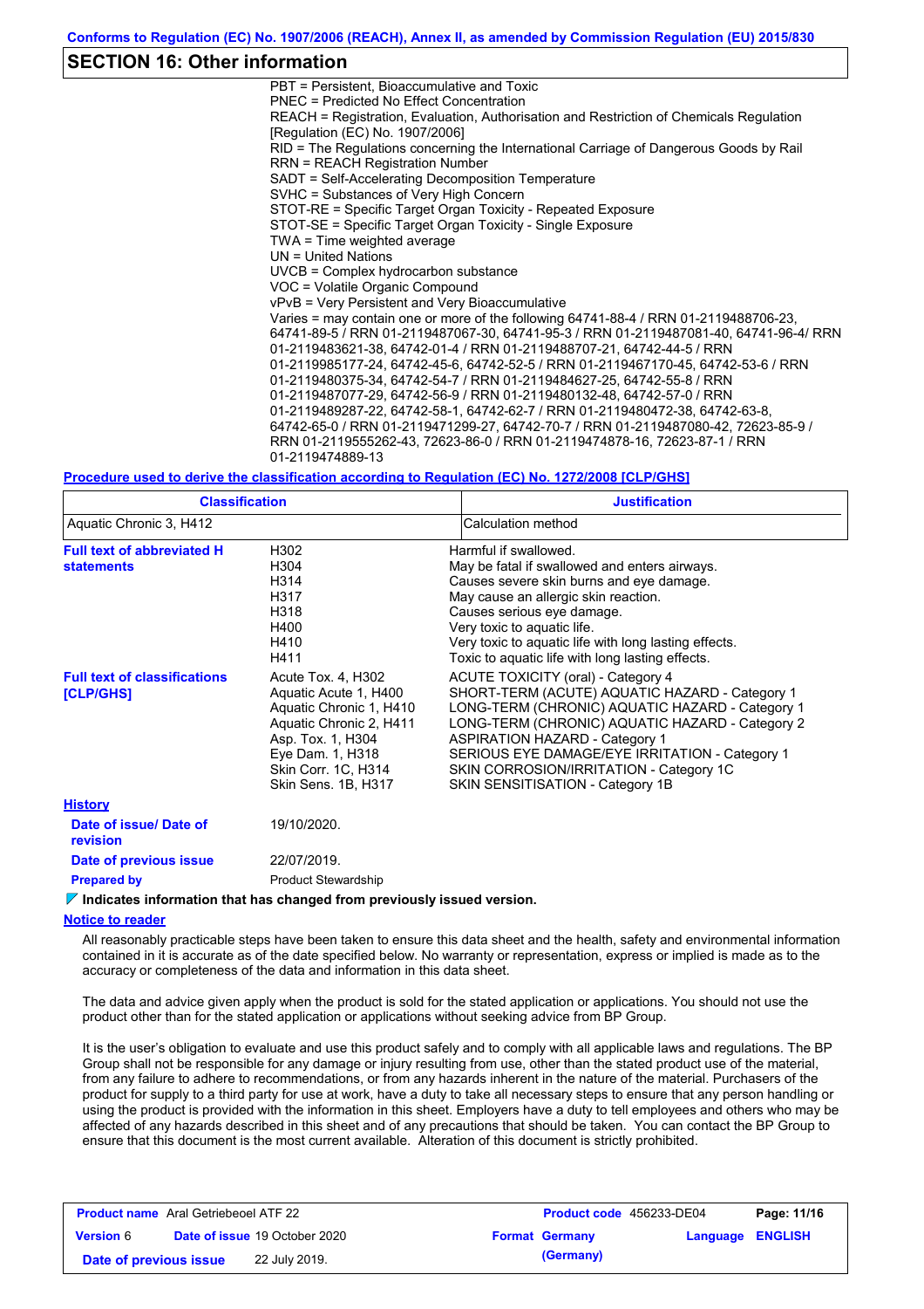## SECTION 16: Other information

PBT = Persistent, Bioaccumulative and Toxic
PNEC = Predicted No Effect Concentration
REACH = Registration, Evaluation, Authorisation and Restriction of Chemicals Regulation [Regulation (EC) No. 1907/2006]
RID = The Regulations concerning the International Carriage of Dangerous Goods by Rail
RRN = REACH Registration Number
SADT = Self-Accelerating Decomposition Temperature
SVHC = Substances of Very High Concern
STOT-RE = Specific Target Organ Toxicity - Repeated Exposure
STOT-SE = Specific Target Organ Toxicity - Single Exposure
TWA = Time weighted average
UN = United Nations
UVCB = Complex hydrocarbon substance
VOC = Volatile Organic Compound
vPvB = Very Persistent and Very Bioaccumulative
Varies = may contain one or more of the following 64741-88-4 / RRN 01-2119488706-23, 64741-89-5 / RRN 01-2119487067-30, 64741-95-3 / RRN 01-2119487081-40, 64741-96-4/ RRN 01-2119483621-38, 64742-01-4 / RRN 01-2119488707-21, 64742-44-5 / RRN 01-2119985177-24, 64742-45-6, 64742-52-5 / RRN 01-2119467170-45, 64742-53-6 / RRN 01-2119480375-34, 64742-54-7 / RRN 01-2119484627-25, 64742-55-8 / RRN 01-2119487077-29, 64742-56-9 / RRN 01-2119480132-48, 64742-57-0 / RRN 01-2119489287-22, 64742-58-1, 64742-62-7 / RRN 01-2119480472-38, 64742-63-8, 64742-65-0 / RRN 01-2119471299-27, 64742-70-7 / RRN 01-2119487080-42, 72623-85-9 / RRN 01-2119555262-43, 72623-86-0 / RRN 01-2119474878-16, 72623-87-1 / RRN 01-2119474889-13

**Procedure used to derive the classification according to Regulation (EC) No. 1272/2008 [CLP/GHS]**

| Classification | Justification |
|---|---|
| Aquatic Chronic 3, H412 | Calculation method |

**Full text of abbreviated H statements**

| | |
|---|---|
| H302 | Harmful if swallowed. |
| H304 | May be fatal if swallowed and enters airways. |
| H314 | Causes severe skin burns and eye damage. |
| H317 | May cause an allergic skin reaction. |
| H318 | Causes serious eye damage. |
| H400 | Very toxic to aquatic life. |
| H410 | Very toxic to aquatic life with long lasting effects. |
| H411 | Toxic to aquatic life with long lasting effects. |

**Full text of classifications [CLP/GHS]**

| | |
|---|---|
| Acute Tox. 4, H302 | ACUTE TOXICITY (oral) - Category 4 |
| Aquatic Acute 1, H400 | SHORT-TERM (ACUTE) AQUATIC HAZARD - Category 1 |
| Aquatic Chronic 1, H410 | LONG-TERM (CHRONIC) AQUATIC HAZARD - Category 1 |
| Aquatic Chronic 2, H411 | LONG-TERM (CHRONIC) AQUATIC HAZARD - Category 2 |
| Asp. Tox. 1, H304 | ASPIRATION HAZARD - Category 1 |
| Eye Dam. 1, H318 | SERIOUS EYE DAMAGE/EYE IRRITATION - Category 1 |
| Skin Corr. 1C, H314 | SKIN CORROSION/IRRITATION - Category 1C |
| Skin Sens. 1B, H317 | SKIN SENSITISATION - Category 1B |

**History**

**Date of issue/ Date of revision**: 19/10/2020.

**Date of previous issue**: 22/07/2019.

**Prepared by**: Product Stewardship

**Indicates information that has changed from previously issued version.**

**Notice to reader**

All reasonably practicable steps have been taken to ensure this data sheet and the health, safety and environmental information contained in it is accurate as of the date specified below. No warranty or representation, express or implied is made as to the accuracy or completeness of the data and information in this data sheet.

The data and advice given apply when the product is sold for the stated application or applications. You should not use the product other than for the stated application or applications without seeking advice from BP Group.

It is the user's obligation to evaluate and use this product safely and to comply with all applicable laws and regulations. The BP Group shall not be responsible for any damage or injury resulting from use, other than the stated product use of the material, from any failure to adhere to recommendations, or from any hazards inherent in the nature of the material. Purchasers of the product for supply to a third party for use at work, have a duty to take all necessary steps to ensure that any person handling or using the product is provided with the information in this sheet. Employers have a duty to tell employees and others who may be affected of any hazards described in this sheet and of any precautions that should be taken. You can contact the BP Group to ensure that this document is the most current available. Alteration of this document is strictly prohibited.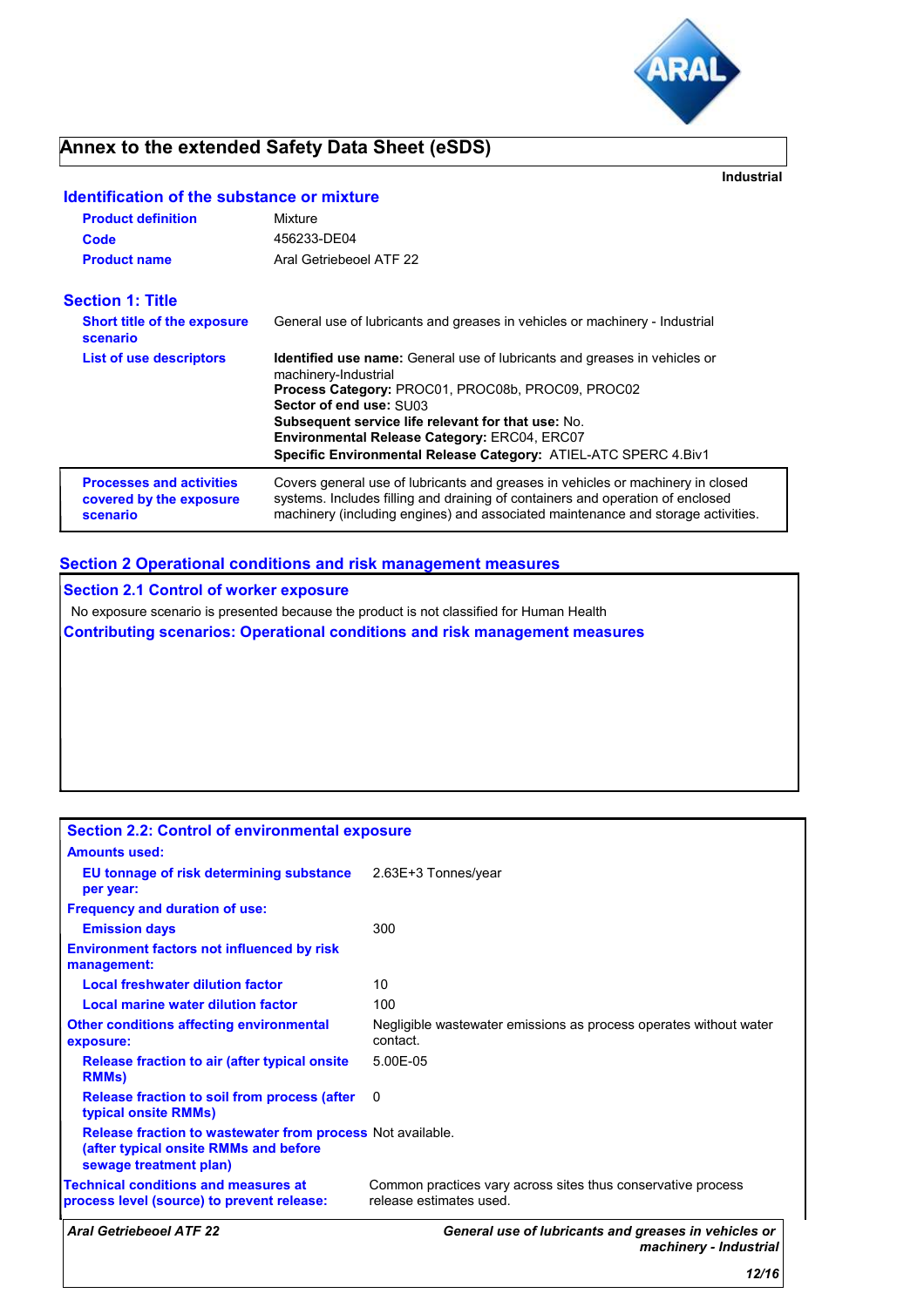# Annex to the extended Safety Data Sheet (eSDS)

**Industrial**

## Identification of the substance or mixture

| | |
|---|---|
| **Product definition** | Mixture |
| **Code** | 456233-DE04 |
| **Product name** | Aral Getriebeoel ATF 22 |

## Section 1: Title

| | |
|---|---|
| **Short title of the exposure scenario** | General use of lubricants and greases in vehicles or machinery - Industrial |
| **List of use descriptors** | **Identified use name:** General use of lubricants and greases in vehicles or machinery-Industrial<br>**Process Category:** PROC01, PROC08b, PROC09, PROC02<br>**Sector of end use:** SU03<br>**Subsequent service life relevant for that use:** No.<br>**Environmental Release Category:** ERC04, ERC07<br>**Specific Environmental Release Category:** ATIEL-ATC SPERC 4.Biv1 |
| **Processes and activities covered by the exposure scenario** | Covers general use of lubricants and greases in vehicles or machinery in closed systems. Includes filling and draining of containers and operation of enclosed machinery (including engines) and associated maintenance and storage activities. |

## Section 2 Operational conditions and risk management measures

### Section 2.1 Control of worker exposure

No exposure scenario is presented because the product is not classified for Human Health

### Contributing scenarios: Operational conditions and risk management measures

### Section 2.2: Control of environmental exposure

| | |
|---|---|
| **Amounts used:** | |
| **EU tonnage of risk determining substance per year:** | 2.63E+3 Tonnes/year |
| **Frequency and duration of use:** | |
| **Emission days** | 300 |
| **Environment factors not influenced by risk management:** | |
| **Local freshwater dilution factor** | 10 |
| **Local marine water dilution factor** | 100 |
| **Other conditions affecting environmental exposure:** | Negligible wastewater emissions as process operates without water contact. |
| **Release fraction to air (after typical onsite RMMs)** | 5.00E-05 |
| **Release fraction to soil from process (after typical onsite RMMs)** | 0 |
| **Release fraction to wastewater from process (after typical onsite RMMs and before sewage treatment plan)** | Not available. |
| **Technical conditions and measures at process level (source) to prevent release:** | Common practices vary across sites thus conservative process release estimates used. |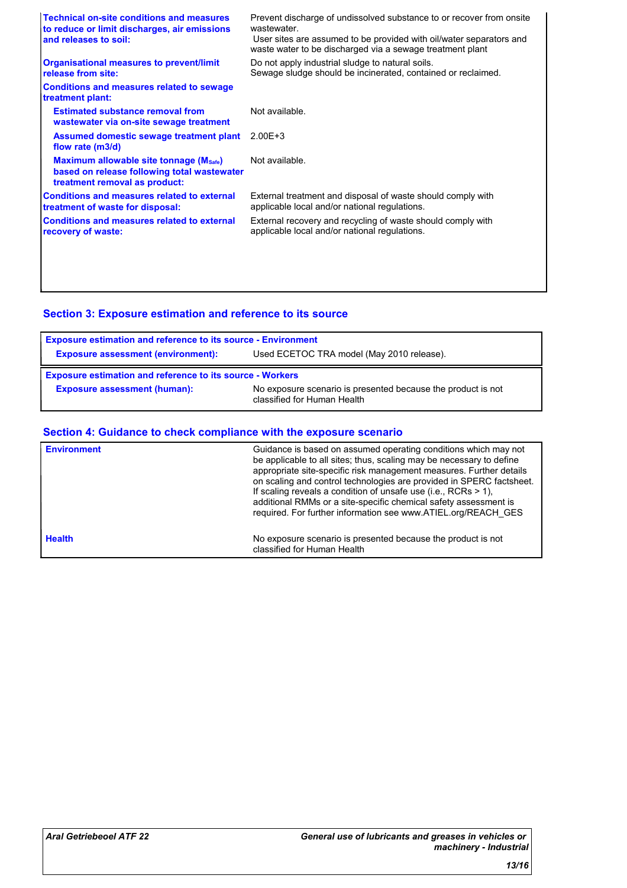| | |
|---|---|
| **Technical on-site conditions and measures to reduce or limit discharges, air emissions and releases to soil:** | Prevent discharge of undissolved substance to or recover from onsite wastewater. User sites are assumed to be provided with oil/water separators and waste water to be discharged via a sewage treatment plant |
| **Organisational measures to prevent/limit release from site:** | Do not apply industrial sludge to natural soils. Sewage sludge should be incinerated, contained or reclaimed. |
| **Conditions and measures related to sewage treatment plant:** | |
| **Estimated substance removal from wastewater via on-site sewage treatment** | Not available. |
| **Assumed domestic sewage treatment plant flow rate (m3/d)** | 2.00E+3 |
| **Maximum allowable site tonnage ($M_{Safe}$) based on release following total wastewater treatment removal as product:** | Not available. |
| **Conditions and measures related to external treatment of waste for disposal:** | External treatment and disposal of waste should comply with applicable local and/or national regulations. |
| **Conditions and measures related to external recovery of waste:** | External recovery and recycling of waste should comply with applicable local and/or national regulations. |

## Section 3: Exposure estimation and reference to its source

| **Exposure estimation and reference to its source - Environment** | |
|---|---|
| **Exposure assessment (environment):** | Used ECETOC TRA model (May 2010 release). |

| **Exposure estimation and reference to its source - Workers** | |
|---|---|
| **Exposure assessment (human):** | No exposure scenario is presented because the product is not classified for Human Health |

## Section 4: Guidance to check compliance with the exposure scenario

| | |
|---|---|
| **Environment** | Guidance is based on assumed operating conditions which may not be applicable to all sites; thus, scaling may be necessary to define appropriate site-specific risk management measures. Further details on scaling and control technologies are provided in SPERC factsheet. If scaling reveals a condition of unsafe use (i.e., RCRs > 1), additional RMMs or a site-specific chemical safety assessment is required. For further information see www.ATIEL.org/REACH_GES |
| **Health** | No exposure scenario is presented because the product is not classified for Human Health |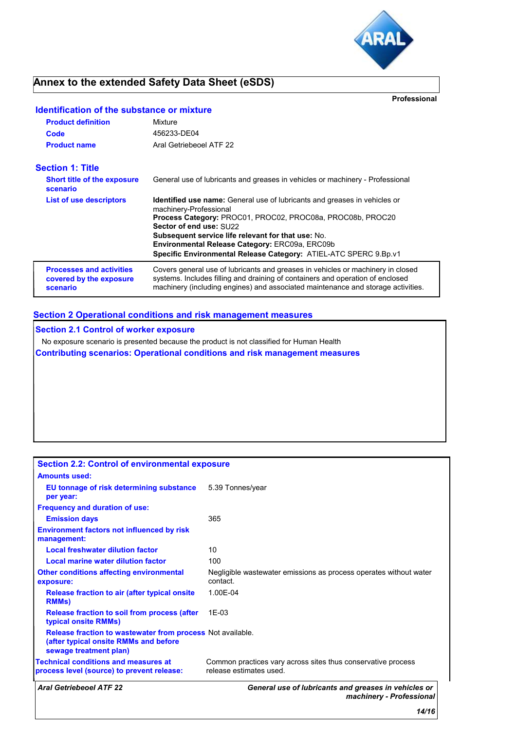# Annex to the extended Safety Data Sheet (eSDS)

**Professional**

## Identification of the substance or mixture

| | |
|---|---|
| **Product definition** | Mixture |
| **Code** | 456233-DE04 |
| **Product name** | Aral Getriebeoel ATF 22 |

## Section 1: Title

| | |
|---|---|
| **Short title of the exposure scenario** | General use of lubricants and greases in vehicles or machinery - Professional |
| **List of use descriptors** | **Identified use name:** General use of lubricants and greases in vehicles or machinery-Professional<br>**Process Category:** PROC01, PROC02, PROC08a, PROC08b, PROC20<br>**Sector of end use:** SU22<br>**Subsequent service life relevant for that use:** No.<br>**Environmental Release Category:** ERC09a, ERC09b<br>**Specific Environmental Release Category:** ATIEL-ATC SPERC 9.Bp.v1 |
| **Processes and activities covered by the exposure scenario** | Covers general use of lubricants and greases in vehicles or machinery in closed systems. Includes filling and draining of containers and operation of enclosed machinery (including engines) and associated maintenance and storage activities. |

## Section 2 Operational conditions and risk management measures

### Section 2.1 Control of worker exposure

No exposure scenario is presented because the product is not classified for Human Health

### Contributing scenarios: Operational conditions and risk management measures

### Section 2.2: Control of environmental exposure

| | |
|---|---|
| **Amounts used:** | |
| **EU tonnage of risk determining substance per year:** | 5.39 Tonnes/year |
| **Frequency and duration of use:** | |
| **Emission days** | 365 |
| **Environment factors not influenced by risk management:** | |
| **Local freshwater dilution factor** | 10 |
| **Local marine water dilution factor** | 100 |
| **Other conditions affecting environmental exposure:** | Negligible wastewater emissions as process operates without water contact. |
| **Release fraction to air (after typical onsite RMMs)** | 1.00E-04 |
| **Release fraction to soil from process (after typical onsite RMMs)** | 1E-03 |
| **Release fraction to wastewater from process (after typical onsite RMMs and before sewage treatment plan)** | Not available. |
| **Technical conditions and measures at process level (source) to prevent release:** | Common practices vary across sites thus conservative process release estimates used. |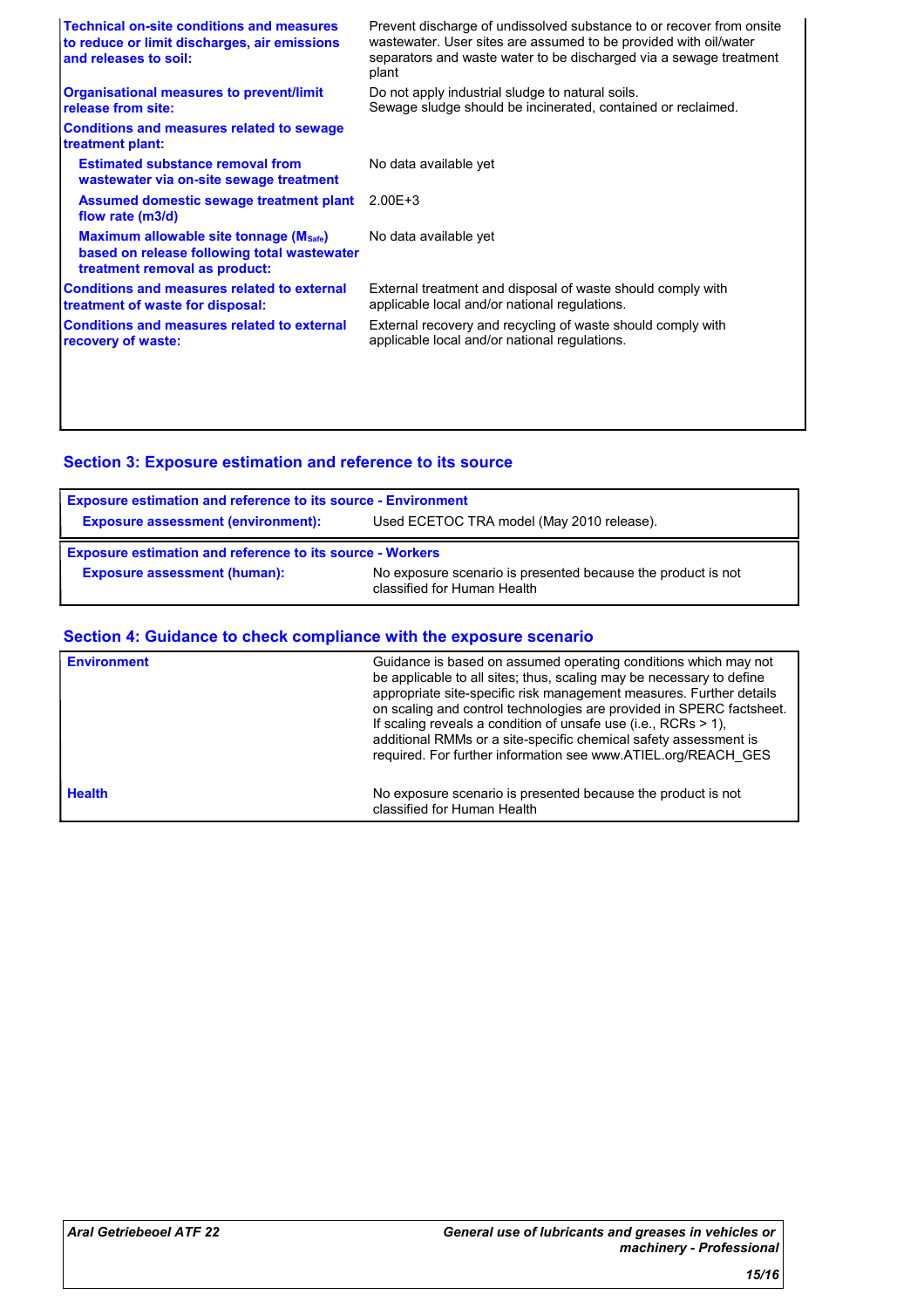| | |
|---|---|
| **Technical on-site conditions and measures to reduce or limit discharges, air emissions and releases to soil:** | Prevent discharge of undissolved substance to or recover from onsite wastewater. User sites are assumed to be provided with oil/water separators and waste water to be discharged via a sewage treatment plant |
| **Organisational measures to prevent/limit release from site:** | Do not apply industrial sludge to natural soils. Sewage sludge should be incinerated, contained or reclaimed. |
| **Conditions and measures related to sewage treatment plant:** | |
| **Estimated substance removal from wastewater via on-site sewage treatment** | No data available yet |
| **Assumed domestic sewage treatment plant flow rate (m3/d)** | 2.00E+3 |
| **Maximum allowable site tonnage ($M_{Safe}$) based on release following total wastewater treatment removal as product:** | No data available yet |
| **Conditions and measures related to external treatment of waste for disposal:** | External treatment and disposal of waste should comply with applicable local and/or national regulations. |
| **Conditions and measures related to external recovery of waste:** | External recovery and recycling of waste should comply with applicable local and/or national regulations. |

## Section 3: Exposure estimation and reference to its source

| **Exposure estimation and reference to its source - Environment** | |
|---|---|
| **Exposure assessment (environment):** | Used ECETOC TRA model (May 2010 release). |

| **Exposure estimation and reference to its source - Workers** | |
|---|---|
| **Exposure assessment (human):** | No exposure scenario is presented because the product is not classified for Human Health |

## Section 4: Guidance to check compliance with the exposure scenario

| | |
|---|---|
| **Environment** | Guidance is based on assumed operating conditions which may not be applicable to all sites; thus, scaling may be necessary to define appropriate site-specific risk management measures. Further details on scaling and control technologies are provided in SPERC factsheet. If scaling reveals a condition of unsafe use (i.e., RCRs > 1), additional RMMs or a site-specific chemical safety assessment is required. For further information see www.ATIEL.org/REACH_GES |
| **Health** | No exposure scenario is presented because the product is not classified for Human Health |